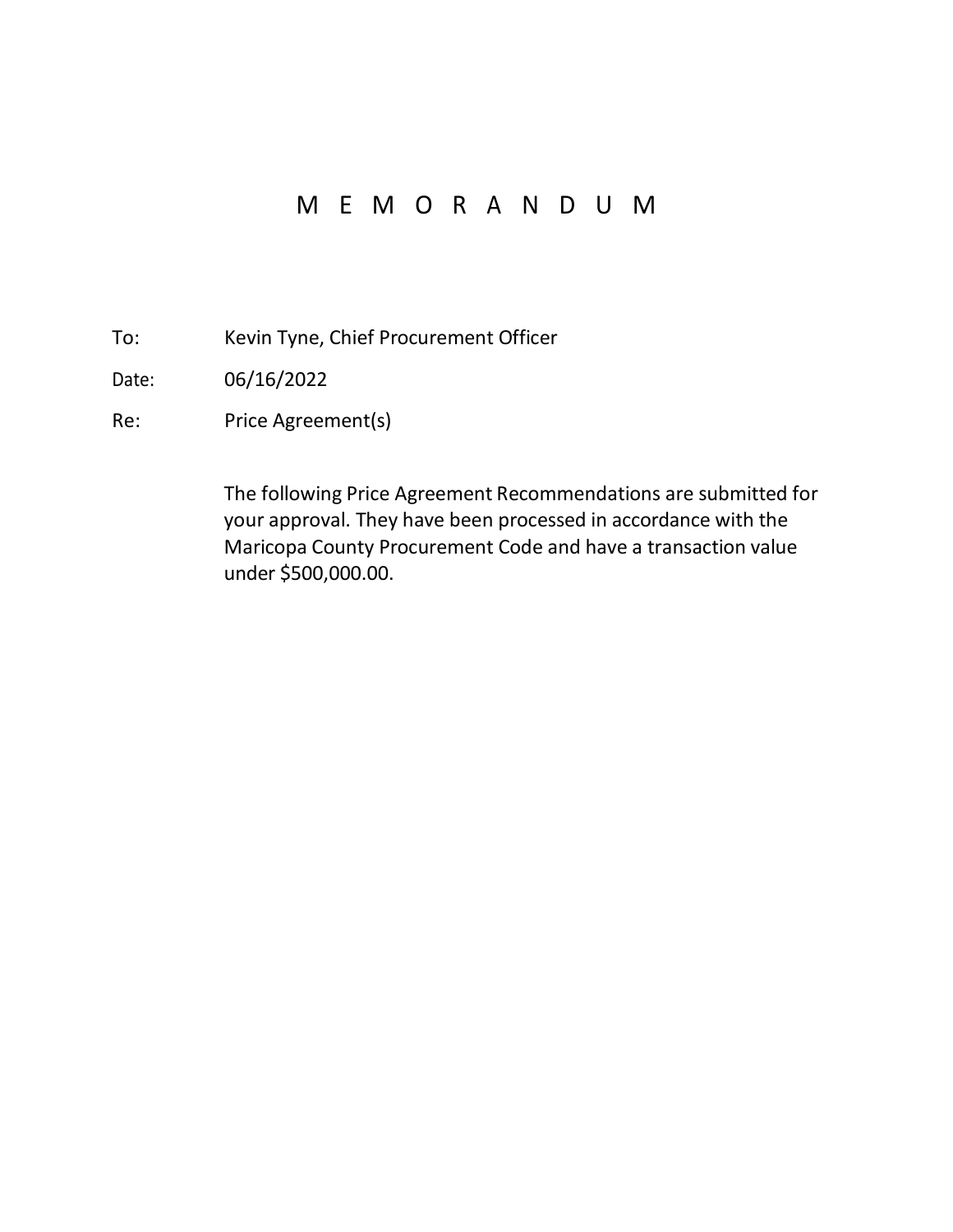# M E M O R A N D U M

To: Kevin Tyne, Chief Procurement Officer

Date: 06/16/2022

Re: Price Agreement(s)

The following Price Agreement Recommendations are submitted for your approval. They have been processed in accordance with the Maricopa County Procurement Code and have a transaction value under $500,000.00.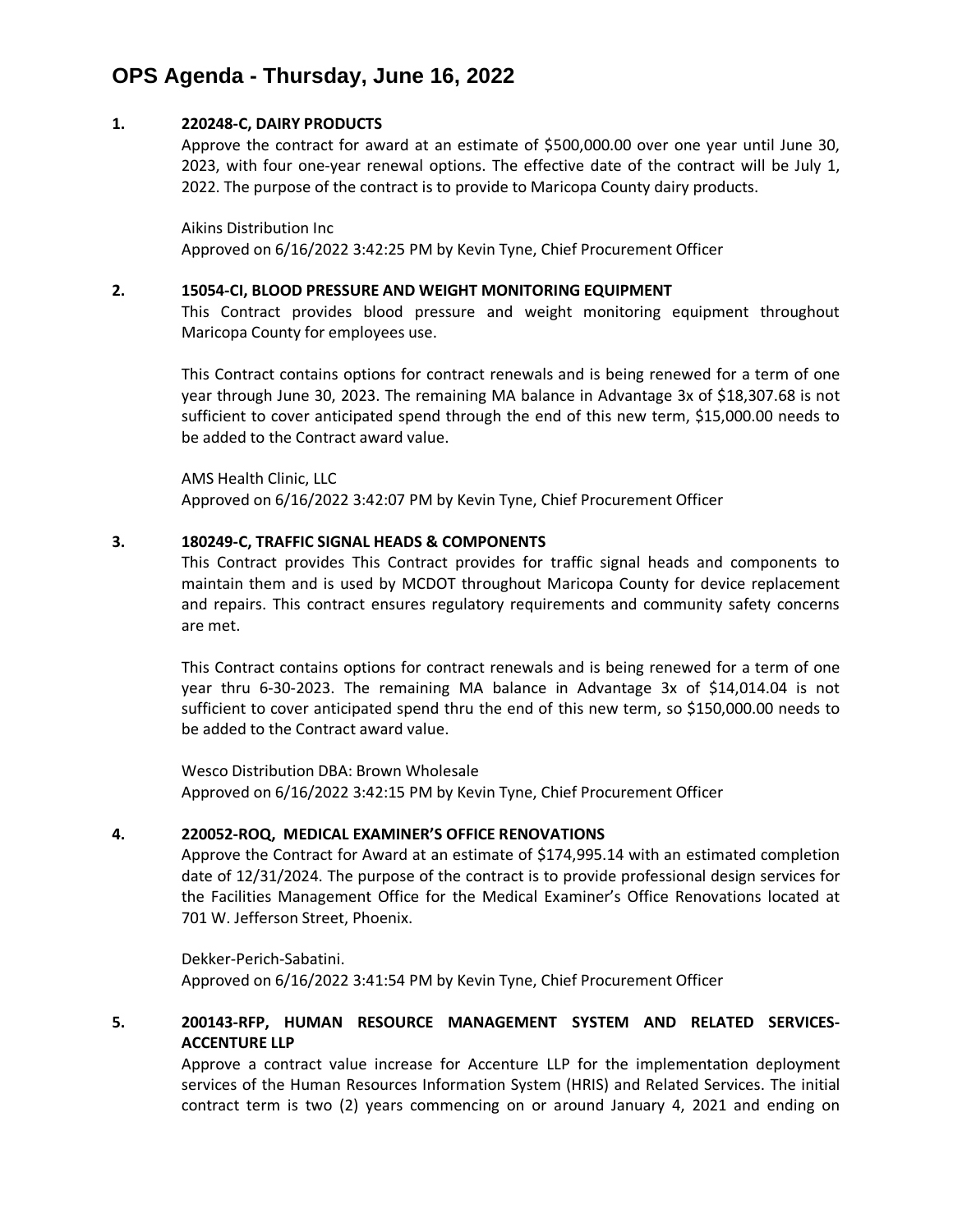# OPS Agenda - Thursday, June 16, 2022

**1. 220248-C, DAIRY PRODUCTS**

Approve the contract for award at an estimate of $500,000.00 over one year until June 30, 2023, with four one-year renewal options. The effective date of the contract will be July 1, 2022. The purpose of the contract is to provide to Maricopa County dairy products.

Aikins Distribution Inc
Approved on 6/16/2022 3:42:25 PM by Kevin Tyne, Chief Procurement Officer

**2. 15054-CI, BLOOD PRESSURE AND WEIGHT MONITORING EQUIPMENT**

This Contract provides blood pressure and weight monitoring equipment throughout Maricopa County for employees use.

This Contract contains options for contract renewals and is being renewed for a term of one year through June 30, 2023. The remaining MA balance in Advantage 3x of $18,307.68 is not sufficient to cover anticipated spend through the end of this new term, $15,000.00 needs to be added to the Contract award value.

AMS Health Clinic, LLC
Approved on 6/16/2022 3:42:07 PM by Kevin Tyne, Chief Procurement Officer

**3. 180249-C, TRAFFIC SIGNAL HEADS & COMPONENTS**

This Contract provides This Contract provides for traffic signal heads and components to maintain them and is used by MCDOT throughout Maricopa County for device replacement and repairs. This contract ensures regulatory requirements and community safety concerns are met.

This Contract contains options for contract renewals and is being renewed for a term of one year thru 6-30-2023. The remaining MA balance in Advantage 3x of $14,014.04 is not sufficient to cover anticipated spend thru the end of this new term, so $150,000.00 needs to be added to the Contract award value.

Wesco Distribution DBA: Brown Wholesale
Approved on 6/16/2022 3:42:15 PM by Kevin Tyne, Chief Procurement Officer

**4. 220052-ROQ, MEDICAL EXAMINER'S OFFICE RENOVATIONS**

Approve the Contract for Award at an estimate of $174,995.14 with an estimated completion date of 12/31/2024. The purpose of the contract is to provide professional design services for the Facilities Management Office for the Medical Examiner's Office Renovations located at 701 W. Jefferson Street, Phoenix.

Dekker-Perich-Sabatini.
Approved on 6/16/2022 3:41:54 PM by Kevin Tyne, Chief Procurement Officer

**5. 200143-RFP, HUMAN RESOURCE MANAGEMENT SYSTEM AND RELATED SERVICES-ACCENTURE LLP**

Approve a contract value increase for Accenture LLP for the implementation deployment services of the Human Resources Information System (HRIS) and Related Services. The initial contract term is two (2) years commencing on or around January 4, 2021 and ending on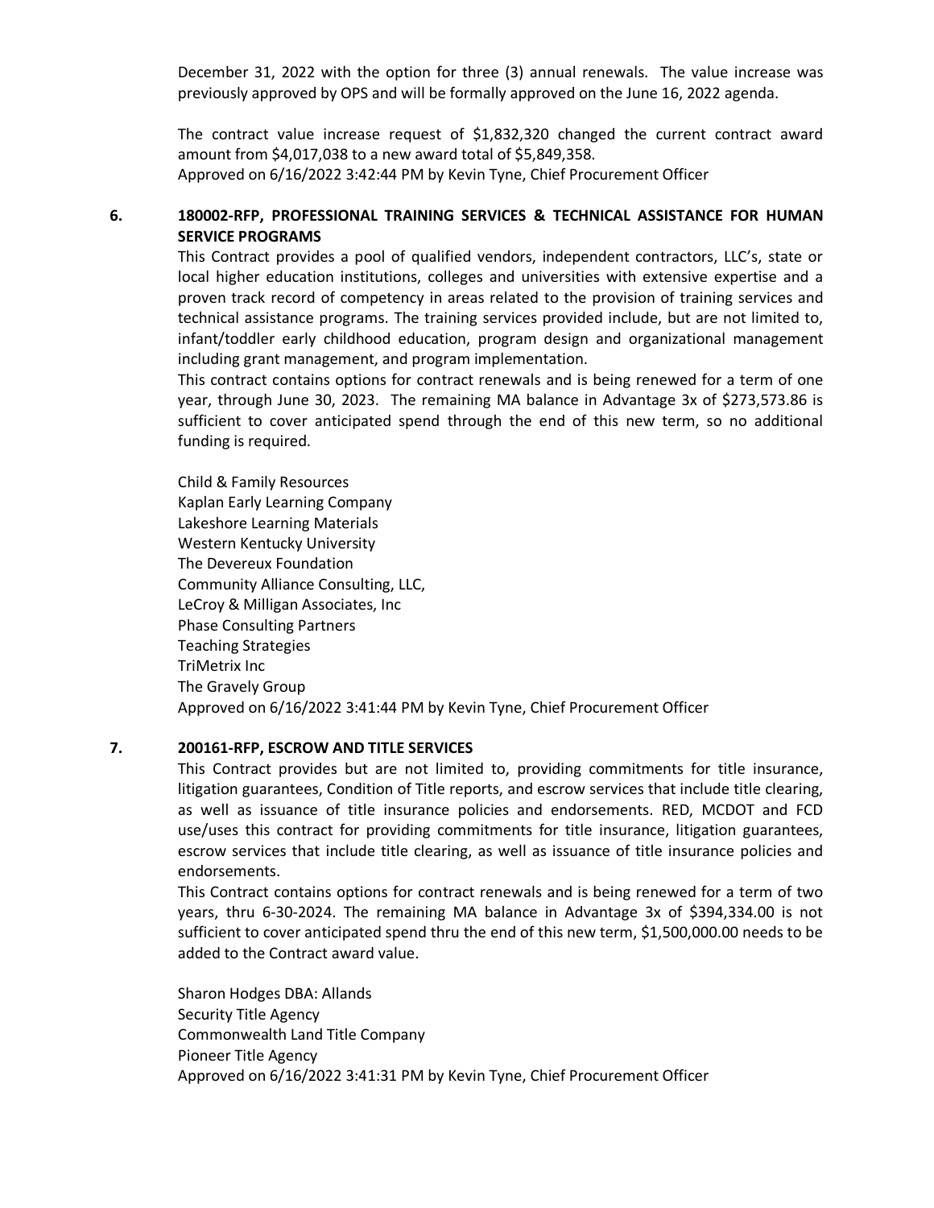December 31, 2022 with the option for three (3) annual renewals. The value increase was previously approved by OPS and will be formally approved on the June 16, 2022 agenda.

The contract value increase request of $1,832,320 changed the current contract award amount from $4,017,038 to a new award total of $5,849,358.
Approved on 6/16/2022 3:42:44 PM by Kevin Tyne, Chief Procurement Officer

**6. 180002-RFP, PROFESSIONAL TRAINING SERVICES & TECHNICAL ASSISTANCE FOR HUMAN SERVICE PROGRAMS**

This Contract provides a pool of qualified vendors, independent contractors, LLC's, state or local higher education institutions, colleges and universities with extensive expertise and a proven track record of competency in areas related to the provision of training services and technical assistance programs. The training services provided include, but are not limited to, infant/toddler early childhood education, program design and organizational management including grant management, and program implementation.
This contract contains options for contract renewals and is being renewed for a term of one year, through June 30, 2023. The remaining MA balance in Advantage 3x of $273,573.86 is sufficient to cover anticipated spend through the end of this new term, so no additional funding is required.

Child & Family Resources
Kaplan Early Learning Company
Lakeshore Learning Materials
Western Kentucky University
The Devereux Foundation
Community Alliance Consulting, LLC,
LeCroy & Milligan Associates, Inc
Phase Consulting Partners
Teaching Strategies
TriMetrix Inc
The Gravely Group
Approved on 6/16/2022 3:41:44 PM by Kevin Tyne, Chief Procurement Officer

**7. 200161-RFP, ESCROW AND TITLE SERVICES**

This Contract provides but are not limited to, providing commitments for title insurance, litigation guarantees, Condition of Title reports, and escrow services that include title clearing, as well as issuance of title insurance policies and endorsements. RED, MCDOT and FCD use/uses this contract for providing commitments for title insurance, litigation guarantees, escrow services that include title clearing, as well as issuance of title insurance policies and endorsements.
This Contract contains options for contract renewals and is being renewed for a term of two years, thru 6-30-2024. The remaining MA balance in Advantage 3x of $394,334.00 is not sufficient to cover anticipated spend thru the end of this new term, $1,500,000.00 needs to be added to the Contract award value.

Sharon Hodges DBA: Allands
Security Title Agency
Commonwealth Land Title Company
Pioneer Title Agency
Approved on 6/16/2022 3:41:31 PM by Kevin Tyne, Chief Procurement Officer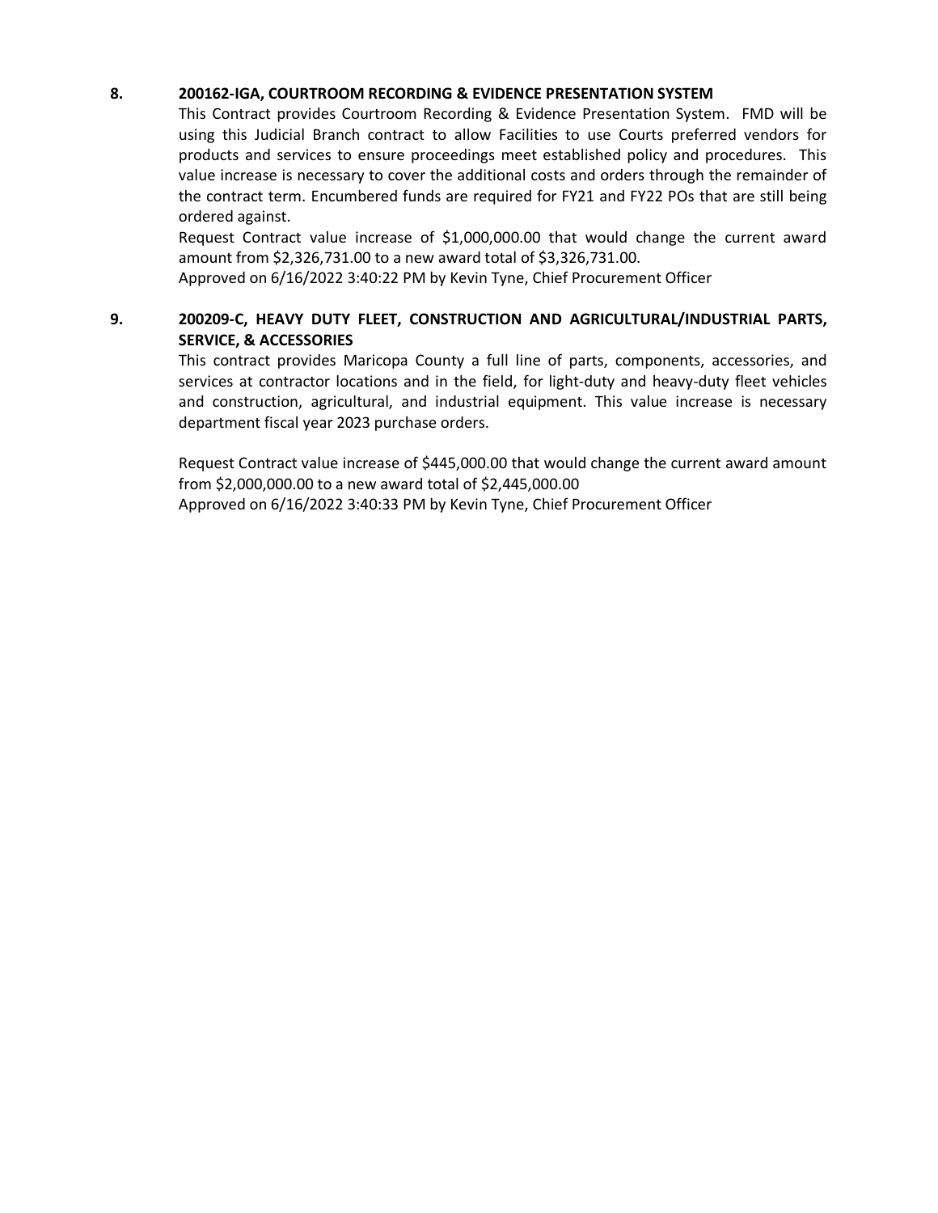**8. 200162-IGA, COURTROOM RECORDING & EVIDENCE PRESENTATION SYSTEM**

This Contract provides Courtroom Recording & Evidence Presentation System. FMD will be using this Judicial Branch contract to allow Facilities to use Courts preferred vendors for products and services to ensure proceedings meet established policy and procedures. This value increase is necessary to cover the additional costs and orders through the remainder of the contract term. Encumbered funds are required for FY21 and FY22 POs that are still being ordered against.

Request Contract value increase of $1,000,000.00 that would change the current award amount from $2,326,731.00 to a new award total of $3,326,731.00.

Approved on 6/16/2022 3:40:22 PM by Kevin Tyne, Chief Procurement Officer

**9. 200209-C, HEAVY DUTY FLEET, CONSTRUCTION AND AGRICULTURAL/INDUSTRIAL PARTS, SERVICE, & ACCESSORIES**

This contract provides Maricopa County a full line of parts, components, accessories, and services at contractor locations and in the field, for light-duty and heavy-duty fleet vehicles and construction, agricultural, and industrial equipment. This value increase is necessary department fiscal year 2023 purchase orders.

Request Contract value increase of $445,000.00 that would change the current award amount from $2,000,000.00 to a new award total of $2,445,000.00

Approved on 6/16/2022 3:40:33 PM by Kevin Tyne, Chief Procurement Officer